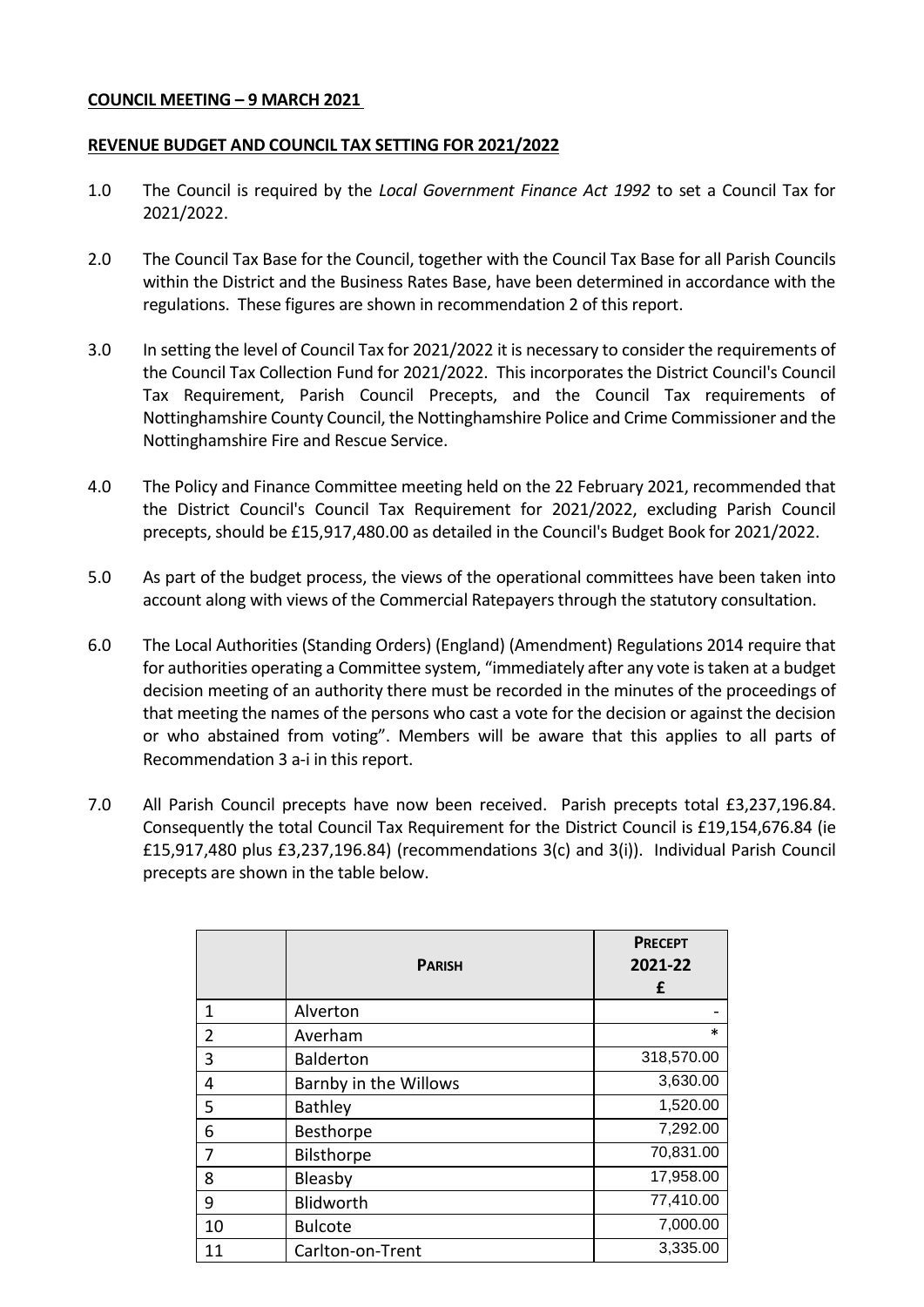**COUNCIL MEETING – 9 MARCH 2021**

**REVENUE BUDGET AND COUNCIL TAX SETTING FOR 2021/2022**

1.0 The Council is required by the *Local Government Finance Act 1992* to set a Council Tax for 2021/2022.

2.0 The Council Tax Base for the Council, together with the Council Tax Base for all Parish Councils within the District and the Business Rates Base, have been determined in accordance with the regulations. These figures are shown in recommendation 2 of this report.

3.0 In setting the level of Council Tax for 2021/2022 it is necessary to consider the requirements of the Council Tax Collection Fund for 2021/2022. This incorporates the District Council's Council Tax Requirement, Parish Council Precepts, and the Council Tax requirements of Nottinghamshire County Council, the Nottinghamshire Police and Crime Commissioner and the Nottinghamshire Fire and Rescue Service.

4.0 The Policy and Finance Committee meeting held on the 22 February 2021, recommended that the District Council's Council Tax Requirement for 2021/2022, excluding Parish Council precepts, should be £15,917,480.00 as detailed in the Council's Budget Book for 2021/2022.

5.0 As part of the budget process, the views of the operational committees have been taken into account along with views of the Commercial Ratepayers through the statutory consultation.

6.0 The Local Authorities (Standing Orders) (England) (Amendment) Regulations 2014 require that for authorities operating a Committee system, "immediately after any vote is taken at a budget decision meeting of an authority there must be recorded in the minutes of the proceedings of that meeting the names of the persons who cast a vote for the decision or against the decision or who abstained from voting". Members will be aware that this applies to all parts of Recommendation 3 a-i in this report.

7.0 All Parish Council precepts have now been received. Parish precepts total £3,237,196.84. Consequently the total Council Tax Requirement for the District Council is £19,154,676.84 (ie £15,917,480 plus £3,237,196.84) (recommendations 3(c) and 3(i)). Individual Parish Council precepts are shown in the table below.

| | **PARISH** | **PRECEPT 2021-22 £** |
|---|---|---|
| 1 | Alverton | - |
| 2 | Averham | * |
| 3 | Balderton | 318,570.00 |
| 4 | Barnby in the Willows | 3,630.00 |
| 5 | Bathley | 1,520.00 |
| 6 | Besthorpe | 7,292.00 |
| 7 | Bilsthorpe | 70,831.00 |
| 8 | Bleasby | 17,958.00 |
| 9 | Blidworth | 77,410.00 |
| 10 | Bulcote | 7,000.00 |
| 11 | Carlton-on-Trent | 3,335.00 |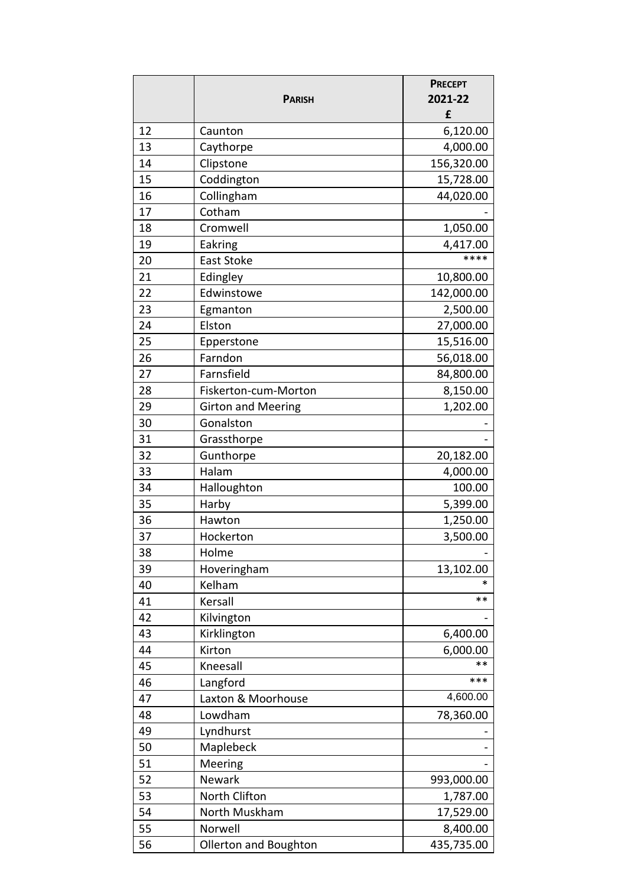| | PARISH | PRECEPT 2021-22 £ |
|---|---|---|
| 12 | Caunton | 6,120.00 |
| 13 | Caythorpe | 4,000.00 |
| 14 | Clipstone | 156,320.00 |
| 15 | Coddington | 15,728.00 |
| 16 | Collingham | 44,020.00 |
| 17 | Cotham | - |
| 18 | Cromwell | 1,050.00 |
| 19 | Eakring | 4,417.00 |
| 20 | East Stoke | **** |
| 21 | Edingley | 10,800.00 |
| 22 | Edwinstowe | 142,000.00 |
| 23 | Egmanton | 2,500.00 |
| 24 | Elston | 27,000.00 |
| 25 | Epperstone | 15,516.00 |
| 26 | Farndon | 56,018.00 |
| 27 | Farnsfield | 84,800.00 |
| 28 | Fiskerton-cum-Morton | 8,150.00 |
| 29 | Girton and Meering | 1,202.00 |
| 30 | Gonalston | - |
| 31 | Grassthorpe | - |
| 32 | Gunthorpe | 20,182.00 |
| 33 | Halam | 4,000.00 |
| 34 | Halloughton | 100.00 |
| 35 | Harby | 5,399.00 |
| 36 | Hawton | 1,250.00 |
| 37 | Hockerton | 3,500.00 |
| 38 | Holme | - |
| 39 | Hoveringham | 13,102.00 |
| 40 | Kelham | * |
| 41 | Kersall | ** |
| 42 | Kilvington | - |
| 43 | Kirklington | 6,400.00 |
| 44 | Kirton | 6,000.00 |
| 45 | Kneesall | ** |
| 46 | Langford | *** |
| 47 | Laxton & Moorhouse | 4,600.00 |
| 48 | Lowdham | 78,360.00 |
| 49 | Lyndhurst | - |
| 50 | Maplebeck | - |
| 51 | Meering | - |
| 52 | Newark | 993,000.00 |
| 53 | North Clifton | 1,787.00 |
| 54 | North Muskham | 17,529.00 |
| 55 | Norwell | 8,400.00 |
| 56 | Ollerton and Boughton | 435,735.00 |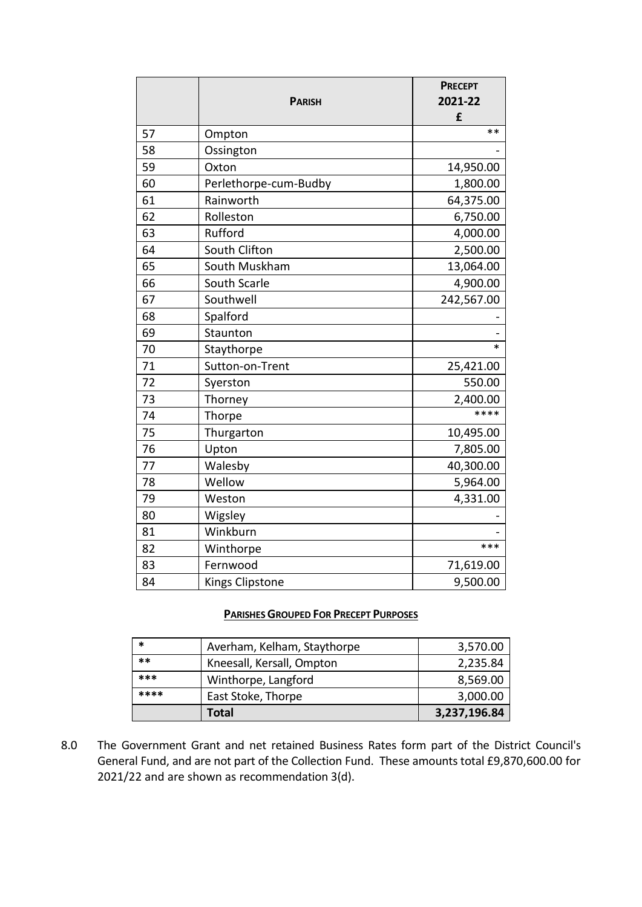| | **PARISH** | **PRECEPT 2021-22 £** |
|---|---|---|
| 57 | Ompton | ** |
| 58 | Ossington | - |
| 59 | Oxton | 14,950.00 |
| 60 | Perlethorpe-cum-Budby | 1,800.00 |
| 61 | Rainworth | 64,375.00 |
| 62 | Rolleston | 6,750.00 |
| 63 | Rufford | 4,000.00 |
| 64 | South Clifton | 2,500.00 |
| 65 | South Muskham | 13,064.00 |
| 66 | South Scarle | 4,900.00 |
| 67 | Southwell | 242,567.00 |
| 68 | Spalford | - |
| 69 | Staunton | - |
| 70 | Staythorpe | * |
| 71 | Sutton-on-Trent | 25,421.00 |
| 72 | Syerston | 550.00 |
| 73 | Thorney | 2,400.00 |
| 74 | Thorpe | **** |
| 75 | Thurgarton | 10,495.00 |
| 76 | Upton | 7,805.00 |
| 77 | Walesby | 40,300.00 |
| 78 | Wellow | 5,964.00 |
| 79 | Weston | 4,331.00 |
| 80 | Wigsley | - |
| 81 | Winkburn | - |
| 82 | Winthorpe | *** |
| 83 | Fernwood | 71,619.00 |
| 84 | Kings Clipstone | 9,500.00 |

**PARISHES GROUPED FOR PRECEPT PURPOSES**

| | | |
|---|---|---|
| * | Averham, Kelham, Staythorpe | 3,570.00 |
| ** | Kneesall, Kersall, Ompton | 2,235.84 |
| *** | Winthorpe, Langford | 8,569.00 |
| **** | East Stoke, Thorpe | 3,000.00 |
| | **Total** | **3,237,196.84** |

8.0 The Government Grant and net retained Business Rates form part of the District Council's General Fund, and are not part of the Collection Fund. These amounts total £9,870,600.00 for 2021/22 and are shown as recommendation 3(d).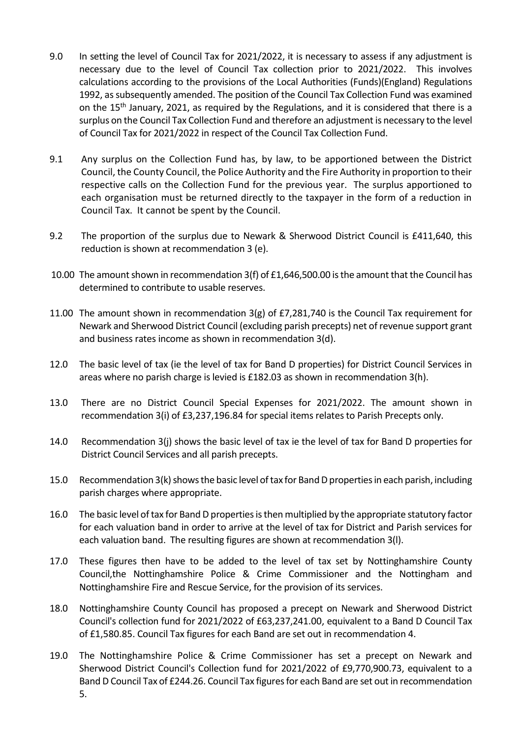9.0 In setting the level of Council Tax for 2021/2022, it is necessary to assess if any adjustment is necessary due to the level of Council Tax collection prior to 2021/2022. This involves calculations according to the provisions of the Local Authorities (Funds)(England) Regulations 1992, as subsequently amended. The position of the Council Tax Collection Fund was examined on the 15th January, 2021, as required by the Regulations, and it is considered that there is a surplus on the Council Tax Collection Fund and therefore an adjustment is necessary to the level of Council Tax for 2021/2022 in respect of the Council Tax Collection Fund.

9.1 Any surplus on the Collection Fund has, by law, to be apportioned between the District Council, the County Council, the Police Authority and the Fire Authority in proportion to their respective calls on the Collection Fund for the previous year. The surplus apportioned to each organisation must be returned directly to the taxpayer in the form of a reduction in Council Tax. It cannot be spent by the Council.

9.2 The proportion of the surplus due to Newark & Sherwood District Council is £411,640, this reduction is shown at recommendation 3 (e).

10.00 The amount shown in recommendation 3(f) of £1,646,500.00 is the amount that the Council has determined to contribute to usable reserves.

11.00 The amount shown in recommendation 3(g) of £7,281,740 is the Council Tax requirement for Newark and Sherwood District Council (excluding parish precepts) net of revenue support grant and business rates income as shown in recommendation 3(d).

12.0 The basic level of tax (ie the level of tax for Band D properties) for District Council Services in areas where no parish charge is levied is £182.03 as shown in recommendation 3(h).

13.0 There are no District Council Special Expenses for 2021/2022. The amount shown in recommendation 3(i) of £3,237,196.84 for special items relates to Parish Precepts only.

14.0 Recommendation 3(j) shows the basic level of tax ie the level of tax for Band D properties for District Council Services and all parish precepts.

15.0 Recommendation 3(k) shows the basic level of tax for Band D properties in each parish, including parish charges where appropriate.

16.0 The basic level of tax for Band D properties is then multiplied by the appropriate statutory factor for each valuation band in order to arrive at the level of tax for District and Parish services for each valuation band. The resulting figures are shown at recommendation 3(l).

17.0 These figures then have to be added to the level of tax set by Nottinghamshire County Council,the Nottinghamshire Police & Crime Commissioner and the Nottingham and Nottinghamshire Fire and Rescue Service, for the provision of its services.

18.0 Nottinghamshire County Council has proposed a precept on Newark and Sherwood District Council's collection fund for 2021/2022 of £63,237,241.00, equivalent to a Band D Council Tax of £1,580.85. Council Tax figures for each Band are set out in recommendation 4.

19.0 The Nottinghamshire Police & Crime Commissioner has set a precept on Newark and Sherwood District Council's Collection fund for 2021/2022 of £9,770,900.73, equivalent to a Band D Council Tax of £244.26. Council Tax figures for each Band are set out in recommendation 5.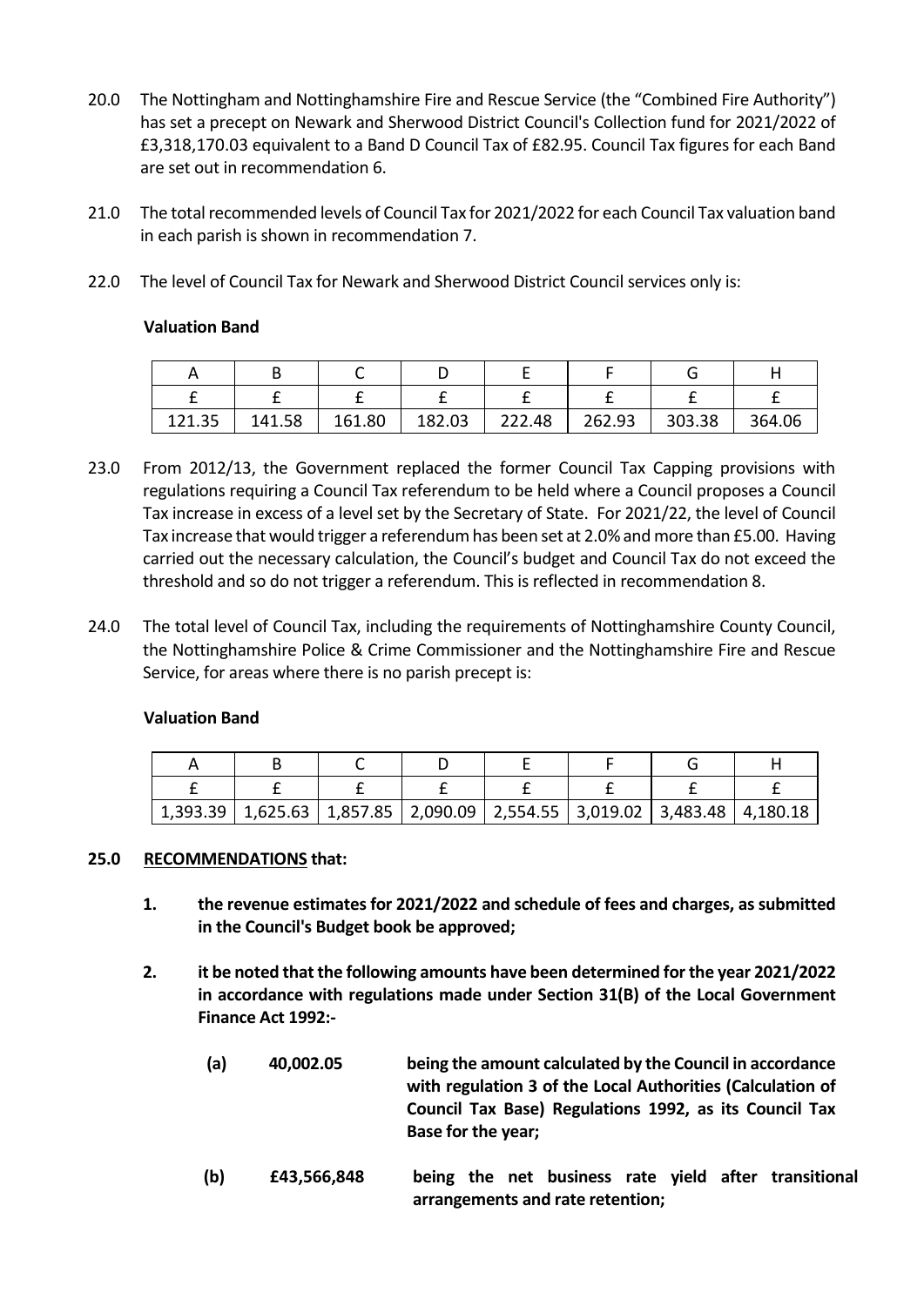20.0 The Nottingham and Nottinghamshire Fire and Rescue Service (the "Combined Fire Authority") has set a precept on Newark and Sherwood District Council's Collection fund for 2021/2022 of £3,318,170.03 equivalent to a Band D Council Tax of £82.95. Council Tax figures for each Band are set out in recommendation 6.

21.0 The total recommended levels of Council Tax for 2021/2022 for each Council Tax valuation band in each parish is shown in recommendation 7.

22.0 The level of Council Tax for Newark and Sherwood District Council services only is:

**Valuation Band**

| A | B | C | D | E | F | G | H |
|---|---|---|---|---|---|---|---|
| £ | £ | £ | £ | £ | £ | £ | £ |
| 121.35 | 141.58 | 161.80 | 182.03 | 222.48 | 262.93 | 303.38 | 364.06 |

23.0 From 2012/13, the Government replaced the former Council Tax Capping provisions with regulations requiring a Council Tax referendum to be held where a Council proposes a Council Tax increase in excess of a level set by the Secretary of State. For 2021/22, the level of Council Tax increase that would trigger a referendum has been set at 2.0% and more than £5.00. Having carried out the necessary calculation, the Council's budget and Council Tax do not exceed the threshold and so do not trigger a referendum. This is reflected in recommendation 8.

24.0 The total level of Council Tax, including the requirements of Nottinghamshire County Council, the Nottinghamshire Police & Crime Commissioner and the Nottinghamshire Fire and Rescue Service, for areas where there is no parish precept is:

**Valuation Band**

| A | B | C | D | E | F | G | H |
|---|---|---|---|---|---|---|---|
| £ | £ | £ | £ | £ | £ | £ | £ |
| 1,393.39 | 1,625.63 | 1,857.85 | 2,090.09 | 2,554.55 | 3,019.02 | 3,483.48 | 4,180.18 |

**25.0 RECOMMENDATIONS that:**

**1. the revenue estimates for 2021/2022 and schedule of fees and charges, as submitted in the Council's Budget book be approved;**

**2. it be noted that the following amounts have been determined for the year 2021/2022 in accordance with regulations made under Section 31(B) of the Local Government Finance Act 1992:-**

**(a) 40,002.05** **being the amount calculated by the Council in accordance with regulation 3 of the Local Authorities (Calculation of Council Tax Base) Regulations 1992, as its Council Tax Base for the year;**

**(b) £43,566,848** **being the net business rate yield after transitional arrangements and rate retention;**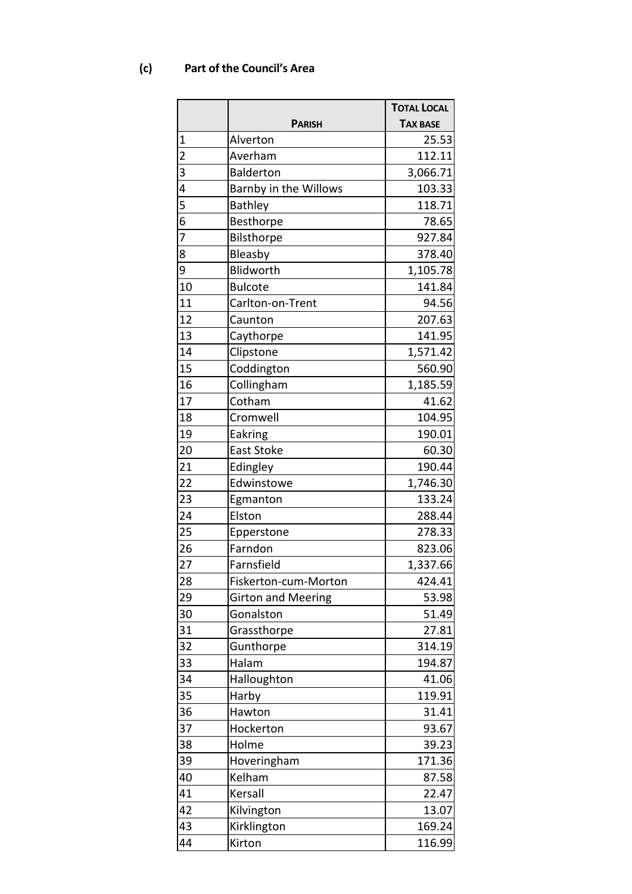## (c) Part of the Council's Area

|  | Parish | Total Local Tax Base |
|---|---|---|
| 1 | Alverton | 25.53 |
| 2 | Averham | 112.11 |
| 3 | Balderton | 3,066.71 |
| 4 | Barnby in the Willows | 103.33 |
| 5 | Bathley | 118.71 |
| 6 | Besthorpe | 78.65 |
| 7 | Bilsthorpe | 927.84 |
| 8 | Bleasby | 378.40 |
| 9 | Blidworth | 1,105.78 |
| 10 | Bulcote | 141.84 |
| 11 | Carlton-on-Trent | 94.56 |
| 12 | Caunton | 207.63 |
| 13 | Caythorpe | 141.95 |
| 14 | Clipstone | 1,571.42 |
| 15 | Coddington | 560.90 |
| 16 | Collingham | 1,185.59 |
| 17 | Cotham | 41.62 |
| 18 | Cromwell | 104.95 |
| 19 | Eakring | 190.01 |
| 20 | East Stoke | 60.30 |
| 21 | Edingley | 190.44 |
| 22 | Edwinstowe | 1,746.30 |
| 23 | Egmanton | 133.24 |
| 24 | Elston | 288.44 |
| 25 | Epperstone | 278.33 |
| 26 | Farndon | 823.06 |
| 27 | Farnsfield | 1,337.66 |
| 28 | Fiskerton-cum-Morton | 424.41 |
| 29 | Girton and Meering | 53.98 |
| 30 | Gonalston | 51.49 |
| 31 | Grassthorpe | 27.81 |
| 32 | Gunthorpe | 314.19 |
| 33 | Halam | 194.87 |
| 34 | Halloughton | 41.06 |
| 35 | Harby | 119.91 |
| 36 | Hawton | 31.41 |
| 37 | Hockerton | 93.67 |
| 38 | Holme | 39.23 |
| 39 | Hoveringham | 171.36 |
| 40 | Kelham | 87.58 |
| 41 | Kersall | 22.47 |
| 42 | Kilvington | 13.07 |
| 43 | Kirklington | 169.24 |
| 44 | Kirton | 116.99 |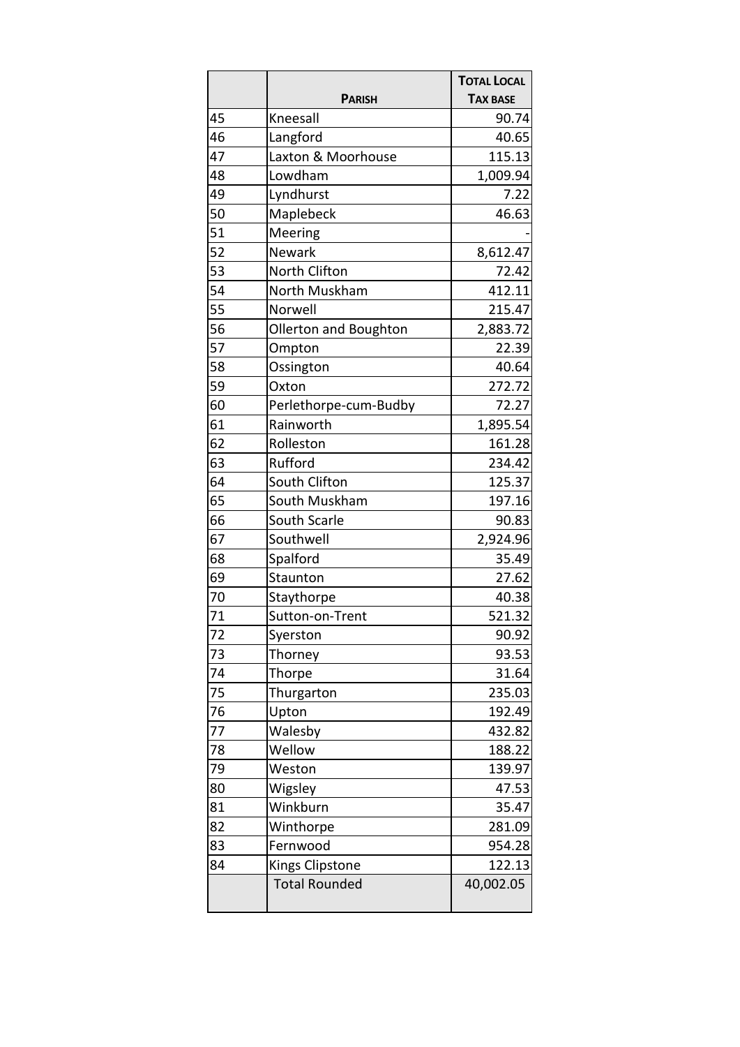| | Parish | Total Local Tax base |
|---|---|---|
| 45 | Kneesall | 90.74 |
| 46 | Langford | 40.65 |
| 47 | Laxton & Moorhouse | 115.13 |
| 48 | Lowdham | 1,009.94 |
| 49 | Lyndhurst | 7.22 |
| 50 | Maplebeck | 46.63 |
| 51 | Meering | - |
| 52 | Newark | 8,612.47 |
| 53 | North Clifton | 72.42 |
| 54 | North Muskham | 412.11 |
| 55 | Norwell | 215.47 |
| 56 | Ollerton and Boughton | 2,883.72 |
| 57 | Ompton | 22.39 |
| 58 | Ossington | 40.64 |
| 59 | Oxton | 272.72 |
| 60 | Perlethorpe-cum-Budby | 72.27 |
| 61 | Rainworth | 1,895.54 |
| 62 | Rolleston | 161.28 |
| 63 | Rufford | 234.42 |
| 64 | South Clifton | 125.37 |
| 65 | South Muskham | 197.16 |
| 66 | South Scarle | 90.83 |
| 67 | Southwell | 2,924.96 |
| 68 | Spalford | 35.49 |
| 69 | Staunton | 27.62 |
| 70 | Staythorpe | 40.38 |
| 71 | Sutton-on-Trent | 521.32 |
| 72 | Syerston | 90.92 |
| 73 | Thorney | 93.53 |
| 74 | Thorpe | 31.64 |
| 75 | Thurgarton | 235.03 |
| 76 | Upton | 192.49 |
| 77 | Walesby | 432.82 |
| 78 | Wellow | 188.22 |
| 79 | Weston | 139.97 |
| 80 | Wigsley | 47.53 |
| 81 | Winkburn | 35.47 |
| 82 | Winthorpe | 281.09 |
| 83 | Fernwood | 954.28 |
| 84 | Kings Clipstone | 122.13 |
| | Total Rounded | 40,002.05 |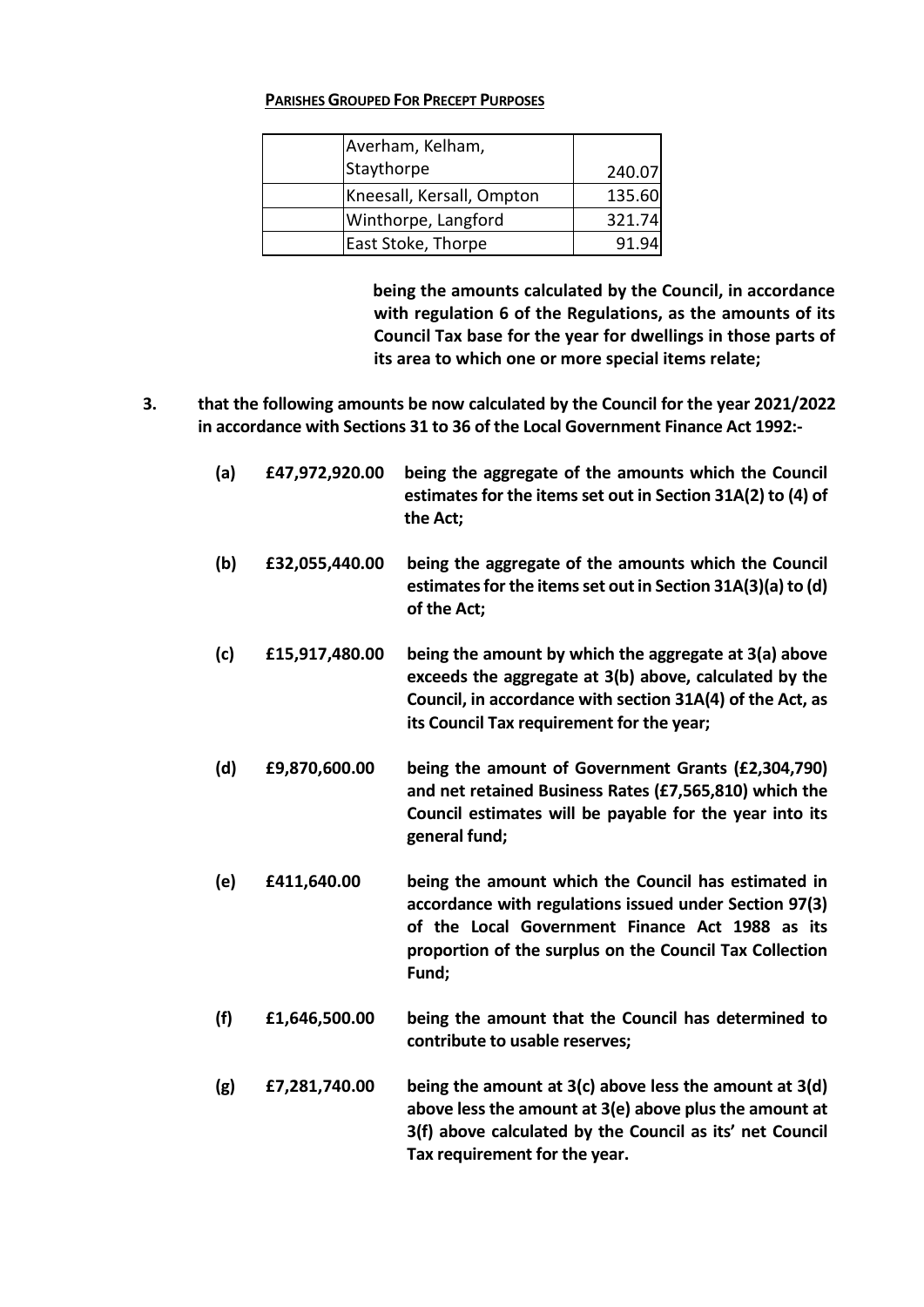**PARISHES GROUPED FOR PRECEPT PURPOSES**

| | | |
|---|---|---|
| | Averham, Kelham, Staythorpe | 240.07 |
| | Kneesall, Kersall, Ompton | 135.60 |
| | Winthorpe, Langford | 321.74 |
| | East Stoke, Thorpe | 91.94 |

**being the amounts calculated by the Council, in accordance with regulation 6 of the Regulations, as the amounts of its Council Tax base for the year for dwellings in those parts of its area to which one or more special items relate;**

**3. that the following amounts be now calculated by the Council for the year 2021/2022 in accordance with Sections 31 to 36 of the Local Government Finance Act 1992:-**

**(a) £47,972,920.00 being the aggregate of the amounts which the Council estimates for the items set out in Section 31A(2) to (4) of the Act;**

**(b) £32,055,440.00 being the aggregate of the amounts which the Council estimates for the items set out in Section 31A(3)(a) to (d) of the Act;**

**(c) £15,917,480.00 being the amount by which the aggregate at 3(a) above exceeds the aggregate at 3(b) above, calculated by the Council, in accordance with section 31A(4) of the Act, as its Council Tax requirement for the year;**

**(d) £9,870,600.00 being the amount of Government Grants (£2,304,790) and net retained Business Rates (£7,565,810) which the Council estimates will be payable for the year into its general fund;**

**(e) £411,640.00 being the amount which the Council has estimated in accordance with regulations issued under Section 97(3) of the Local Government Finance Act 1988 as its proportion of the surplus on the Council Tax Collection Fund;**

**(f) £1,646,500.00 being the amount that the Council has determined to contribute to usable reserves;**

**(g) £7,281,740.00 being the amount at 3(c) above less the amount at 3(d) above less the amount at 3(e) above plus the amount at 3(f) above calculated by the Council as its' net Council Tax requirement for the year.**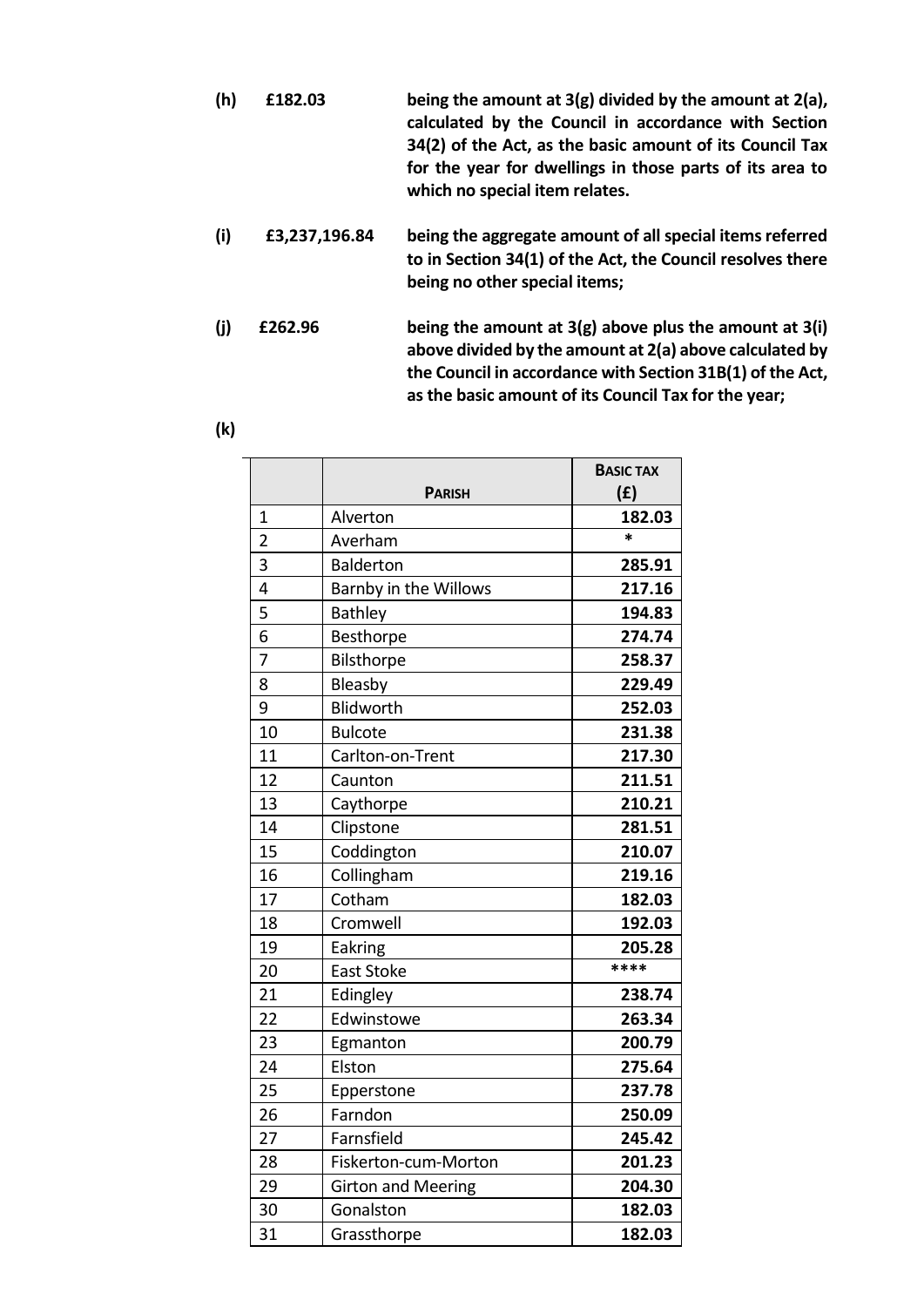**(h)** **£182.03** **being the amount at 3(g) divided by the amount at 2(a), calculated by the Council in accordance with Section 34(2) of the Act, as the basic amount of its Council Tax for the year for dwellings in those parts of its area to which no special item relates.**

**(i)** **£3,237,196.84** **being the aggregate amount of all special items referred to in Section 34(1) of the Act, the Council resolves there being no other special items;**

**(j)** **£262.96** **being the amount at 3(g) above plus the amount at 3(i) above divided by the amount at 2(a) above calculated by the Council in accordance with Section 31B(1) of the Act, as the basic amount of its Council Tax for the year;**

**(k)**

| | **Parish** | **Basic Tax (£)** |
|---|---|---|
| 1 | Alverton | **182.03** |
| 2 | Averham | * |
| 3 | Balderton | **285.91** |
| 4 | Barnby in the Willows | **217.16** |
| 5 | Bathley | **194.83** |
| 6 | Besthorpe | **274.74** |
| 7 | Bilsthorpe | **258.37** |
| 8 | Bleasby | **229.49** |
| 9 | Blidworth | **252.03** |
| 10 | Bulcote | **231.38** |
| 11 | Carlton-on-Trent | **217.30** |
| 12 | Caunton | **211.51** |
| 13 | Caythorpe | **210.21** |
| 14 | Clipstone | **281.51** |
| 15 | Coddington | **210.07** |
| 16 | Collingham | **219.16** |
| 17 | Cotham | **182.03** |
| 18 | Cromwell | **192.03** |
| 19 | Eakring | **205.28** |
| 20 | East Stoke | **** |
| 21 | Edingley | **238.74** |
| 22 | Edwinstowe | **263.34** |
| 23 | Egmanton | **200.79** |
| 24 | Elston | **275.64** |
| 25 | Epperstone | **237.78** |
| 26 | Farndon | **250.09** |
| 27 | Farnsfield | **245.42** |
| 28 | Fiskerton-cum-Morton | **201.23** |
| 29 | Girton and Meering | **204.30** |
| 30 | Gonalston | **182.03** |
| 31 | Grassthorpe | **182.03** |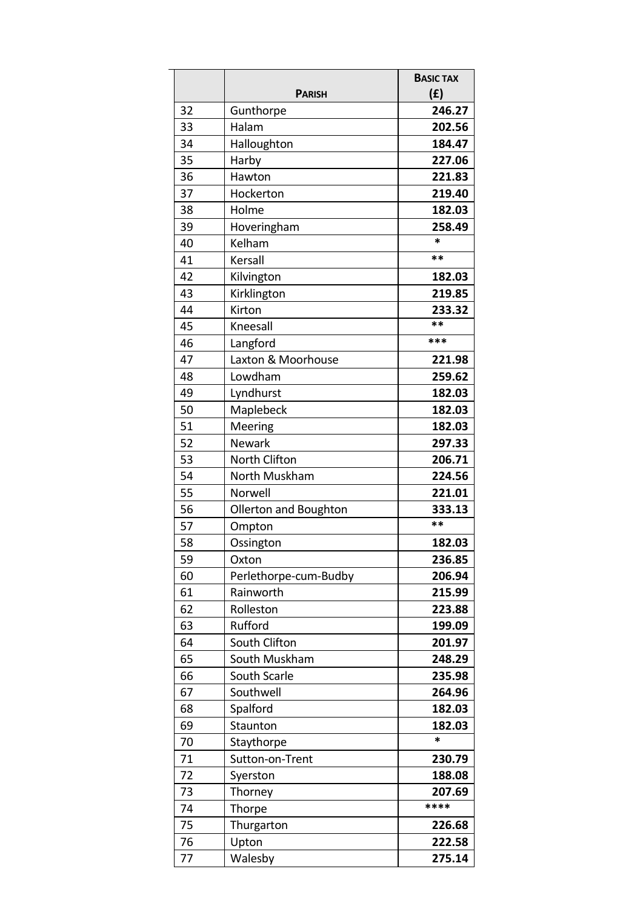| | Parish | Basic tax (£) |
|---|---|---|
| 32 | Gunthorpe | **246.27** |
| 33 | Halam | **202.56** |
| 34 | Halloughton | **184.47** |
| 35 | Harby | **227.06** |
| 36 | Hawton | **221.83** |
| 37 | Hockerton | **219.40** |
| 38 | Holme | **182.03** |
| 39 | Hoveringham | **258.49** |
| 40 | Kelham | * |
| 41 | Kersall | ** |
| 42 | Kilvington | **182.03** |
| 43 | Kirklington | **219.85** |
| 44 | Kirton | **233.32** |
| 45 | Kneesall | ** |
| 46 | Langford | *** |
| 47 | Laxton & Moorhouse | **221.98** |
| 48 | Lowdham | **259.62** |
| 49 | Lyndhurst | **182.03** |
| 50 | Maplebeck | **182.03** |
| 51 | Meering | **182.03** |
| 52 | Newark | **297.33** |
| 53 | North Clifton | **206.71** |
| 54 | North Muskham | **224.56** |
| 55 | Norwell | **221.01** |
| 56 | Ollerton and Boughton | **333.13** |
| 57 | Ompton | ** |
| 58 | Ossington | **182.03** |
| 59 | Oxton | **236.85** |
| 60 | Perlethorpe-cum-Budby | **206.94** |
| 61 | Rainworth | **215.99** |
| 62 | Rolleston | **223.88** |
| 63 | Rufford | **199.09** |
| 64 | South Clifton | **201.97** |
| 65 | South Muskham | **248.29** |
| 66 | South Scarle | **235.98** |
| 67 | Southwell | **264.96** |
| 68 | Spalford | **182.03** |
| 69 | Staunton | **182.03** |
| 70 | Staythorpe | * |
| 71 | Sutton-on-Trent | **230.79** |
| 72 | Syerston | **188.08** |
| 73 | Thorney | **207.69** |
| 74 | Thorpe | **** |
| 75 | Thurgarton | **226.68** |
| 76 | Upton | **222.58** |
| 77 | Walesby | **275.14** |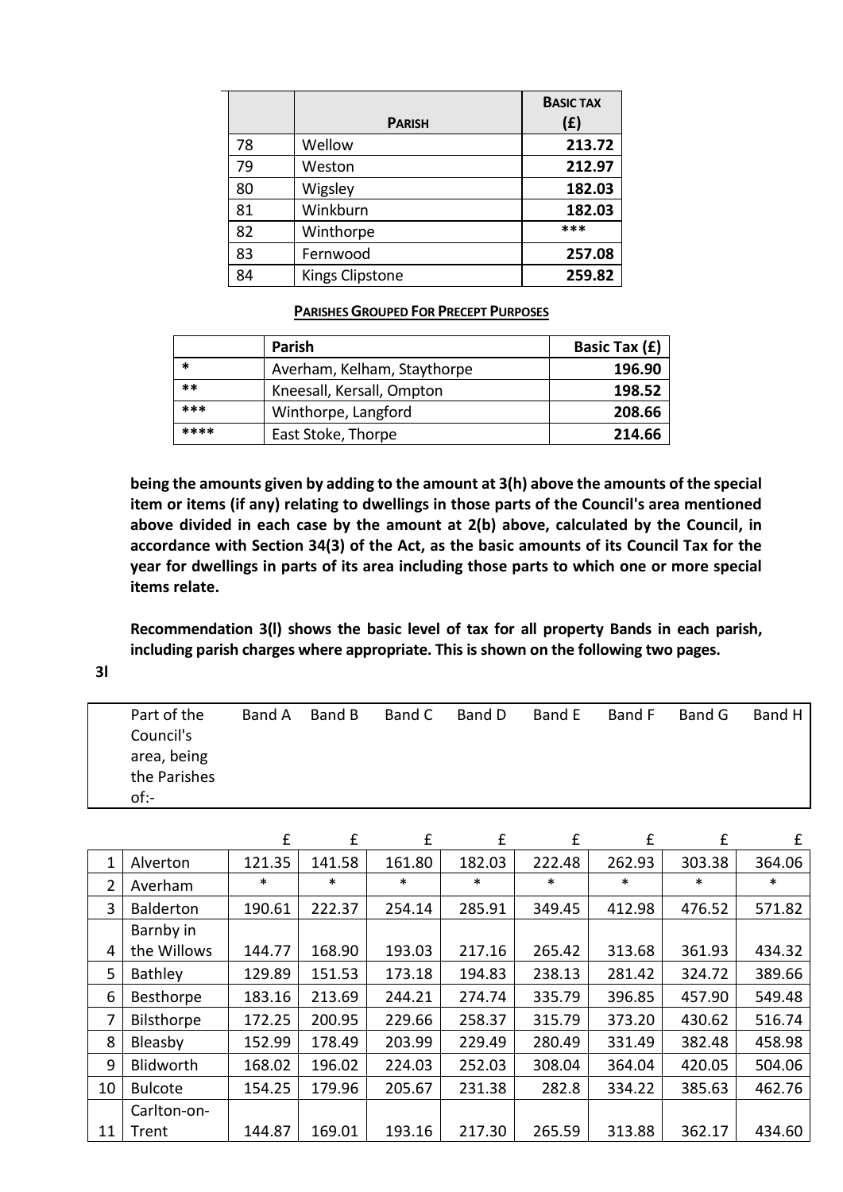|  | **PARISH** | **BASIC TAX (£)** |
|---|---|---|
| 78 | Wellow | **213.72** |
| 79 | Weston | **212.97** |
| 80 | Wigsley | **182.03** |
| 81 | Winkburn | **182.03** |
| 82 | Winthorpe | *** |
| 83 | Fernwood | **257.08** |
| 84 | Kings Clipstone | **259.82** |

**PARISHES GROUPED FOR PRECEPT PURPOSES**

|  | **Parish** | **Basic Tax (£)** |
|---|---|---|
| * | Averham, Kelham, Staythorpe | **196.90** |
| ** | Kneesall, Kersall, Ompton | **198.52** |
| *** | Winthorpe, Langford | **208.66** |
| **** | East Stoke, Thorpe | **214.66** |

**being the amounts given by adding to the amount at 3(h) above the amounts of the special item or items (if any) relating to dwellings in those parts of the Council's area mentioned above divided in each case by the amount at 2(b) above, calculated by the Council, in accordance with Section 34(3) of the Act, as the basic amounts of its Council Tax for the year for dwellings in parts of its area including those parts to which one or more special items relate.**

**Recommendation 3(l) shows the basic level of tax for all property Bands in each parish, including parish charges where appropriate. This is shown on the following two pages.**

**3l**

|  | Part of the Council's area, being the Parishes of:- | Band A | Band B | Band C | Band D | Band E | Band F | Band G | Band H |
|---|---|---|---|---|---|---|---|---|---|
|  |  | £ | £ | £ | £ | £ | £ | £ | £ |
| 1 | Alverton | 121.35 | 141.58 | 161.80 | 182.03 | 222.48 | 262.93 | 303.38 | 364.06 |
| 2 | Averham | * | * | * | * | * | * | * | * |
| 3 | Balderton | 190.61 | 222.37 | 254.14 | 285.91 | 349.45 | 412.98 | 476.52 | 571.82 |
| 4 | Barnby in the Willows | 144.77 | 168.90 | 193.03 | 217.16 | 265.42 | 313.68 | 361.93 | 434.32 |
| 5 | Bathley | 129.89 | 151.53 | 173.18 | 194.83 | 238.13 | 281.42 | 324.72 | 389.66 |
| 6 | Besthorpe | 183.16 | 213.69 | 244.21 | 274.74 | 335.79 | 396.85 | 457.90 | 549.48 |
| 7 | Bilsthorpe | 172.25 | 200.95 | 229.66 | 258.37 | 315.79 | 373.20 | 430.62 | 516.74 |
| 8 | Bleasby | 152.99 | 178.49 | 203.99 | 229.49 | 280.49 | 331.49 | 382.48 | 458.98 |
| 9 | Blidworth | 168.02 | 196.02 | 224.03 | 252.03 | 308.04 | 364.04 | 420.05 | 504.06 |
| 10 | Bulcote | 154.25 | 179.96 | 205.67 | 231.38 | 282.8 | 334.22 | 385.63 | 462.76 |
| 11 | Carlton-on-Trent | 144.87 | 169.01 | 193.16 | 217.30 | 265.59 | 313.88 | 362.17 | 434.60 |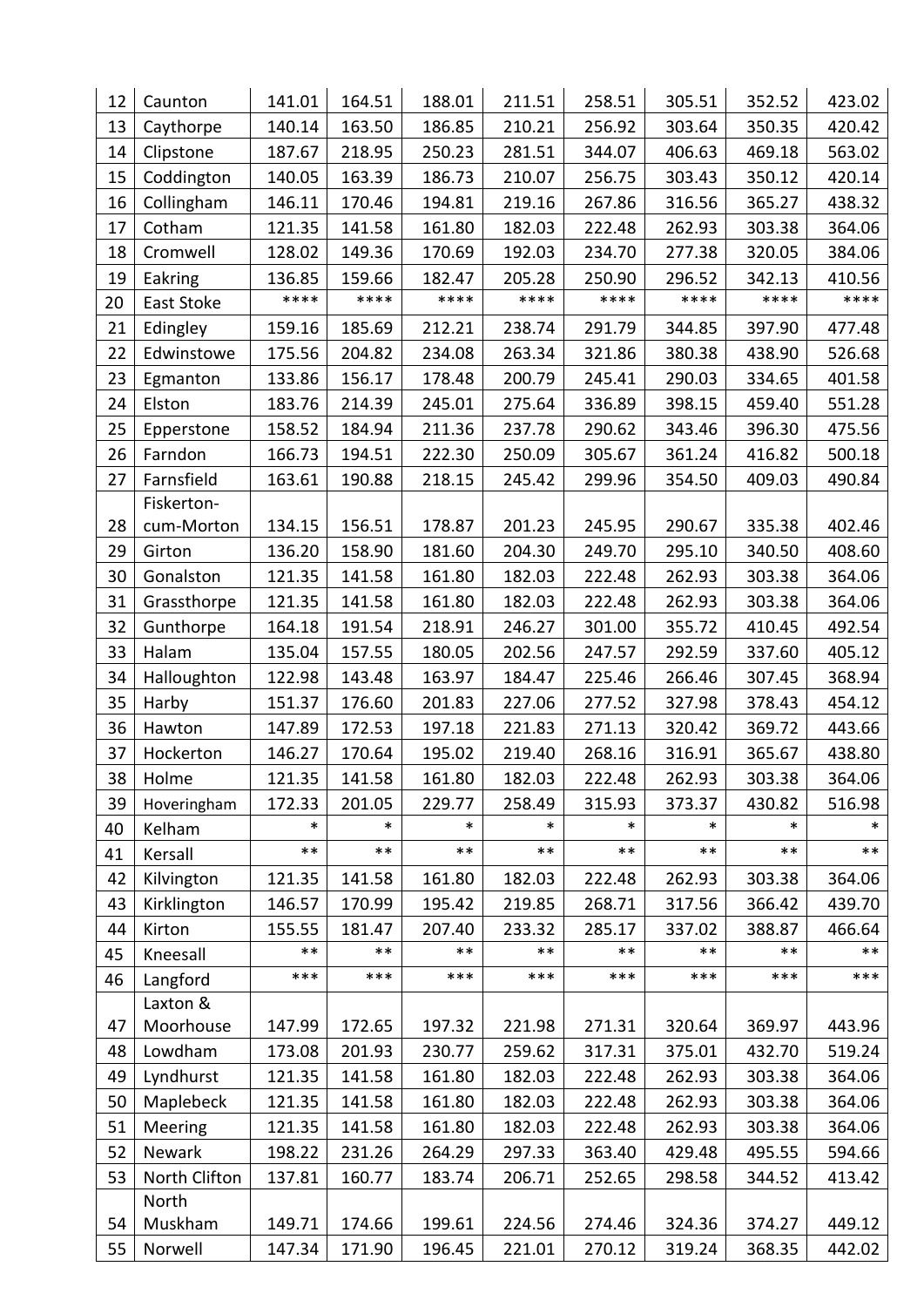| | | | | | | | | | |
|---|---|---|---|---|---|---|---|---|---|
| 12 | Caunton | 141.01 | 164.51 | 188.01 | 211.51 | 258.51 | 305.51 | 352.52 | 423.02 |
| 13 | Caythorpe | 140.14 | 163.50 | 186.85 | 210.21 | 256.92 | 303.64 | 350.35 | 420.42 |
| 14 | Clipstone | 187.67 | 218.95 | 250.23 | 281.51 | 344.07 | 406.63 | 469.18 | 563.02 |
| 15 | Coddington | 140.05 | 163.39 | 186.73 | 210.07 | 256.75 | 303.43 | 350.12 | 420.14 |
| 16 | Collingham | 146.11 | 170.46 | 194.81 | 219.16 | 267.86 | 316.56 | 365.27 | 438.32 |
| 17 | Cotham | 121.35 | 141.58 | 161.80 | 182.03 | 222.48 | 262.93 | 303.38 | 364.06 |
| 18 | Cromwell | 128.02 | 149.36 | 170.69 | 192.03 | 234.70 | 277.38 | 320.05 | 384.06 |
| 19 | Eakring | 136.85 | 159.66 | 182.47 | 205.28 | 250.90 | 296.52 | 342.13 | 410.56 |
| 20 | East Stoke | **** | **** | **** | **** | **** | **** | **** | **** |
| 21 | Edingley | 159.16 | 185.69 | 212.21 | 238.74 | 291.79 | 344.85 | 397.90 | 477.48 |
| 22 | Edwinstowe | 175.56 | 204.82 | 234.08 | 263.34 | 321.86 | 380.38 | 438.90 | 526.68 |
| 23 | Egmanton | 133.86 | 156.17 | 178.48 | 200.79 | 245.41 | 290.03 | 334.65 | 401.58 |
| 24 | Elston | 183.76 | 214.39 | 245.01 | 275.64 | 336.89 | 398.15 | 459.40 | 551.28 |
| 25 | Epperstone | 158.52 | 184.94 | 211.36 | 237.78 | 290.62 | 343.46 | 396.30 | 475.56 |
| 26 | Farndon | 166.73 | 194.51 | 222.30 | 250.09 | 305.67 | 361.24 | 416.82 | 500.18 |
| 27 | Farnsfield | 163.61 | 190.88 | 218.15 | 245.42 | 299.96 | 354.50 | 409.03 | 490.84 |
| 28 | Fiskerton-cum-Morton | 134.15 | 156.51 | 178.87 | 201.23 | 245.95 | 290.67 | 335.38 | 402.46 |
| 29 | Girton | 136.20 | 158.90 | 181.60 | 204.30 | 249.70 | 295.10 | 340.50 | 408.60 |
| 30 | Gonalston | 121.35 | 141.58 | 161.80 | 182.03 | 222.48 | 262.93 | 303.38 | 364.06 |
| 31 | Grassthorpe | 121.35 | 141.58 | 161.80 | 182.03 | 222.48 | 262.93 | 303.38 | 364.06 |
| 32 | Gunthorpe | 164.18 | 191.54 | 218.91 | 246.27 | 301.00 | 355.72 | 410.45 | 492.54 |
| 33 | Halam | 135.04 | 157.55 | 180.05 | 202.56 | 247.57 | 292.59 | 337.60 | 405.12 |
| 34 | Halloughton | 122.98 | 143.48 | 163.97 | 184.47 | 225.46 | 266.46 | 307.45 | 368.94 |
| 35 | Harby | 151.37 | 176.60 | 201.83 | 227.06 | 277.52 | 327.98 | 378.43 | 454.12 |
| 36 | Hawton | 147.89 | 172.53 | 197.18 | 221.83 | 271.13 | 320.42 | 369.72 | 443.66 |
| 37 | Hockerton | 146.27 | 170.64 | 195.02 | 219.40 | 268.16 | 316.91 | 365.67 | 438.80 |
| 38 | Holme | 121.35 | 141.58 | 161.80 | 182.03 | 222.48 | 262.93 | 303.38 | 364.06 |
| 39 | Hoveringham | 172.33 | 201.05 | 229.77 | 258.49 | 315.93 | 373.37 | 430.82 | 516.98 |
| 40 | Kelham | * | * | * | * | * | * | * | * |
| 41 | Kersall | ** | ** | ** | ** | ** | ** | ** | ** |
| 42 | Kilvington | 121.35 | 141.58 | 161.80 | 182.03 | 222.48 | 262.93 | 303.38 | 364.06 |
| 43 | Kirklington | 146.57 | 170.99 | 195.42 | 219.85 | 268.71 | 317.56 | 366.42 | 439.70 |
| 44 | Kirton | 155.55 | 181.47 | 207.40 | 233.32 | 285.17 | 337.02 | 388.87 | 466.64 |
| 45 | Kneesall | ** | ** | ** | ** | ** | ** | ** | ** |
| 46 | Langford | *** | *** | *** | *** | *** | *** | *** | *** |
| 47 | Laxton & Moorhouse | 147.99 | 172.65 | 197.32 | 221.98 | 271.31 | 320.64 | 369.97 | 443.96 |
| 48 | Lowdham | 173.08 | 201.93 | 230.77 | 259.62 | 317.31 | 375.01 | 432.70 | 519.24 |
| 49 | Lyndhurst | 121.35 | 141.58 | 161.80 | 182.03 | 222.48 | 262.93 | 303.38 | 364.06 |
| 50 | Maplebeck | 121.35 | 141.58 | 161.80 | 182.03 | 222.48 | 262.93 | 303.38 | 364.06 |
| 51 | Meering | 121.35 | 141.58 | 161.80 | 182.03 | 222.48 | 262.93 | 303.38 | 364.06 |
| 52 | Newark | 198.22 | 231.26 | 264.29 | 297.33 | 363.40 | 429.48 | 495.55 | 594.66 |
| 53 | North Clifton | 137.81 | 160.77 | 183.74 | 206.71 | 252.65 | 298.58 | 344.52 | 413.42 |
| 54 | North Muskham | 149.71 | 174.66 | 199.61 | 224.56 | 274.46 | 324.36 | 374.27 | 449.12 |
| 55 | Norwell | 147.34 | 171.90 | 196.45 | 221.01 | 270.12 | 319.24 | 368.35 | 442.02 |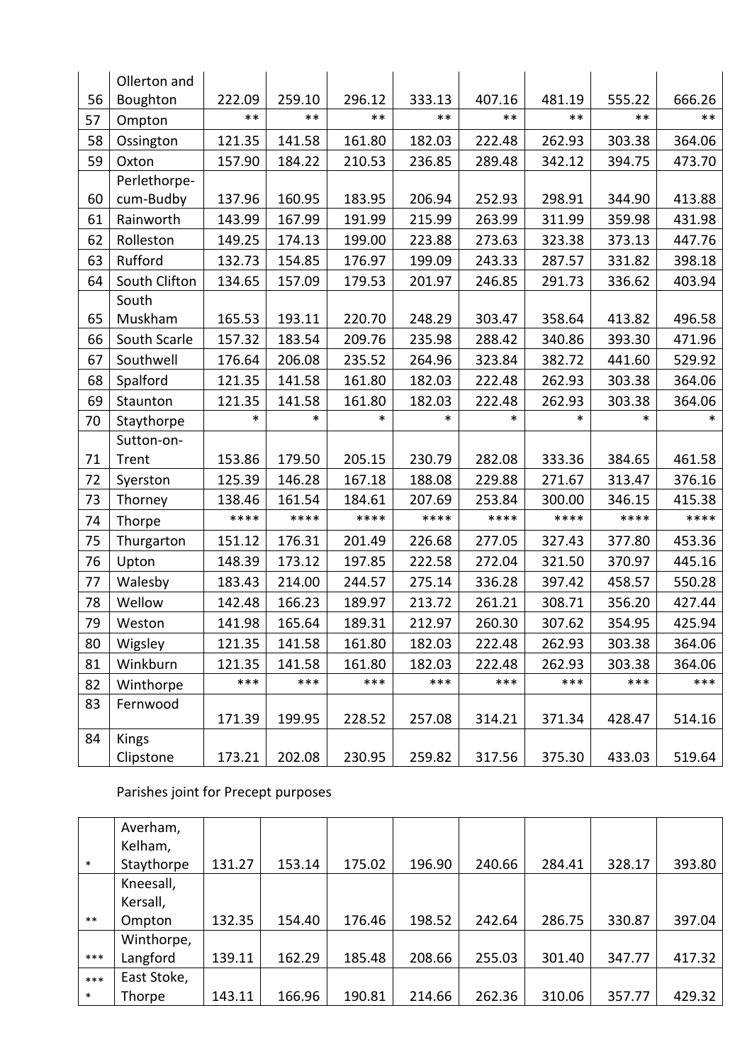| | | | | | | | | | |
|---|---|---|---|---|---|---|---|---|---|
| 56 | Ollerton and Boughton | 222.09 | 259.10 | 296.12 | 333.13 | 407.16 | 481.19 | 555.22 | 666.26 |
| 57 | Ompton | ** | ** | ** | ** | ** | ** | ** | ** |
| 58 | Ossington | 121.35 | 141.58 | 161.80 | 182.03 | 222.48 | 262.93 | 303.38 | 364.06 |
| 59 | Oxton | 157.90 | 184.22 | 210.53 | 236.85 | 289.48 | 342.12 | 394.75 | 473.70 |
| 60 | Perlethorpe-cum-Budby | 137.96 | 160.95 | 183.95 | 206.94 | 252.93 | 298.91 | 344.90 | 413.88 |
| 61 | Rainworth | 143.99 | 167.99 | 191.99 | 215.99 | 263.99 | 311.99 | 359.98 | 431.98 |
| 62 | Rolleston | 149.25 | 174.13 | 199.00 | 223.88 | 273.63 | 323.38 | 373.13 | 447.76 |
| 63 | Rufford | 132.73 | 154.85 | 176.97 | 199.09 | 243.33 | 287.57 | 331.82 | 398.18 |
| 64 | South Clifton | 134.65 | 157.09 | 179.53 | 201.97 | 246.85 | 291.73 | 336.62 | 403.94 |
| 65 | South Muskham | 165.53 | 193.11 | 220.70 | 248.29 | 303.47 | 358.64 | 413.82 | 496.58 |
| 66 | South Scarle | 157.32 | 183.54 | 209.76 | 235.98 | 288.42 | 340.86 | 393.30 | 471.96 |
| 67 | Southwell | 176.64 | 206.08 | 235.52 | 264.96 | 323.84 | 382.72 | 441.60 | 529.92 |
| 68 | Spalford | 121.35 | 141.58 | 161.80 | 182.03 | 222.48 | 262.93 | 303.38 | 364.06 |
| 69 | Staunton | 121.35 | 141.58 | 161.80 | 182.03 | 222.48 | 262.93 | 303.38 | 364.06 |
| 70 | Staythorpe | * | * | * | * | * | * | * | * |
| 71 | Sutton-on-Trent | 153.86 | 179.50 | 205.15 | 230.79 | 282.08 | 333.36 | 384.65 | 461.58 |
| 72 | Syerston | 125.39 | 146.28 | 167.18 | 188.08 | 229.88 | 271.67 | 313.47 | 376.16 |
| 73 | Thorney | 138.46 | 161.54 | 184.61 | 207.69 | 253.84 | 300.00 | 346.15 | 415.38 |
| 74 | Thorpe | **** | **** | **** | **** | **** | **** | **** | **** |
| 75 | Thurgarton | 151.12 | 176.31 | 201.49 | 226.68 | 277.05 | 327.43 | 377.80 | 453.36 |
| 76 | Upton | 148.39 | 173.12 | 197.85 | 222.58 | 272.04 | 321.50 | 370.97 | 445.16 |
| 77 | Walesby | 183.43 | 214.00 | 244.57 | 275.14 | 336.28 | 397.42 | 458.57 | 550.28 |
| 78 | Wellow | 142.48 | 166.23 | 189.97 | 213.72 | 261.21 | 308.71 | 356.20 | 427.44 |
| 79 | Weston | 141.98 | 165.64 | 189.31 | 212.97 | 260.30 | 307.62 | 354.95 | 425.94 |
| 80 | Wigsley | 121.35 | 141.58 | 161.80 | 182.03 | 222.48 | 262.93 | 303.38 | 364.06 |
| 81 | Winkburn | 121.35 | 141.58 | 161.80 | 182.03 | 222.48 | 262.93 | 303.38 | 364.06 |
| 82 | Winthorpe | *** | *** | *** | *** | *** | *** | *** | *** |
| 83 | Fernwood | 171.39 | 199.95 | 228.52 | 257.08 | 314.21 | 371.34 | 428.47 | 514.16 |
| 84 | Kings Clipstone | 173.21 | 202.08 | 230.95 | 259.82 | 317.56 | 375.30 | 433.03 | 519.64 |

Parishes joint for Precept purposes

| | | | | | | | | | |
|---|---|---|---|---|---|---|---|---|---|
| * | Averham, Kelham, Staythorpe | 131.27 | 153.14 | 175.02 | 196.90 | 240.66 | 284.41 | 328.17 | 393.80 |
| ** | Kneesall, Kersall, Ompton | 132.35 | 154.40 | 176.46 | 198.52 | 242.64 | 286.75 | 330.87 | 397.04 |
| *** | Winthorpe, Langford | 139.11 | 162.29 | 185.48 | 208.66 | 255.03 | 301.40 | 347.77 | 417.32 |
| **** | East Stoke, Thorpe | 143.11 | 166.96 | 190.81 | 214.66 | 262.36 | 310.06 | 357.77 | 429.32 |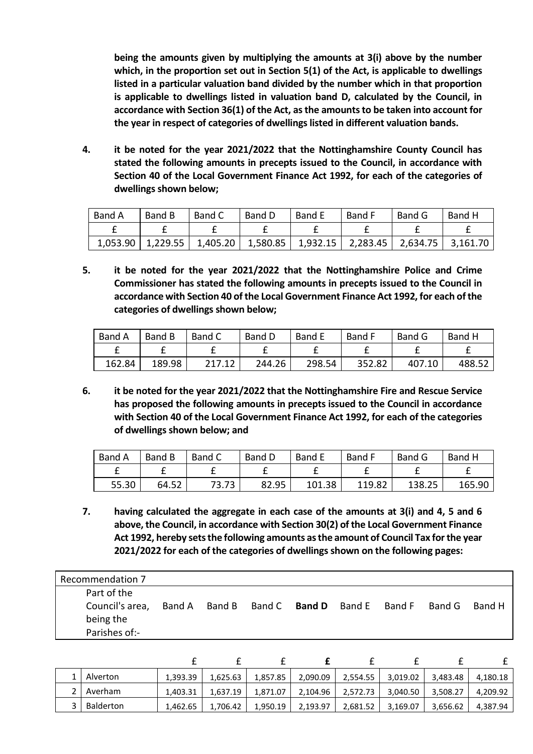**being the amounts given by multiplying the amounts at 3(i) above by the number which, in the proportion set out in Section 5(1) of the Act, is applicable to dwellings listed in a particular valuation band divided by the number which in that proportion is applicable to dwellings listed in valuation band D, calculated by the Council, in accordance with Section 36(1) of the Act, as the amounts to be taken into account for the year in respect of categories of dwellings listed in different valuation bands.**

4. **it be noted for the year 2021/2022 that the Nottinghamshire County Council has stated the following amounts in precepts issued to the Council, in accordance with Section 40 of the Local Government Finance Act 1992, for each of the categories of dwellings shown below;**

| Band A | Band B | Band C | Band D | Band E | Band F | Band G | Band H |
|---|---|---|---|---|---|---|---|
| £ | £ | £ | £ | £ | £ | £ | £ |
| 1,053.90 | 1,229.55 | 1,405.20 | 1,580.85 | 1,932.15 | 2,283.45 | 2,634.75 | 3,161.70 |

5. **it be noted for the year 2021/2022 that the Nottinghamshire Police and Crime Commissioner has stated the following amounts in precepts issued to the Council in accordance with Section 40 of the Local Government Finance Act 1992, for each of the categories of dwellings shown below;**

| Band A | Band B | Band C | Band D | Band E | Band F | Band G | Band H |
|---|---|---|---|---|---|---|---|
| £ | £ | £ | £ | £ | £ | £ | £ |
| 162.84 | 189.98 | 217.12 | 244.26 | 298.54 | 352.82 | 407.10 | 488.52 |

6. **it be noted for the year 2021/2022 that the Nottinghamshire Fire and Rescue Service has proposed the following amounts in precepts issued to the Council in accordance with Section 40 of the Local Government Finance Act 1992, for each of the categories of dwellings shown below; and**

| Band A | Band B | Band C | Band D | Band E | Band F | Band G | Band H |
|---|---|---|---|---|---|---|---|
| £ | £ | £ | £ | £ | £ | £ | £ |
| 55.30 | 64.52 | 73.73 | 82.95 | 101.38 | 119.82 | 138.25 | 165.90 |

7. **having calculated the aggregate in each case of the amounts at 3(i) and 4, 5 and 6 above, the Council, in accordance with Section 30(2) of the Local Government Finance Act 1992, hereby sets the following amounts as the amount of Council Tax for the year 2021/2022 for each of the categories of dwellings shown on the following pages:**

Recommendation 7

| | Part of the Council's area, being the Parishes of:- | Band A | Band B | Band C | **Band D** | Band E | Band F | Band G | Band H |
|---|---|---|---|---|---|---|---|---|---|
| | | £ | £ | £ | **£** | £ | £ | £ | £ |
| 1 | Alverton | 1,393.39 | 1,625.63 | 1,857.85 | 2,090.09 | 2,554.55 | 3,019.02 | 3,483.48 | 4,180.18 |
| 2 | Averham | 1,403.31 | 1,637.19 | 1,871.07 | 2,104.96 | 2,572.73 | 3,040.50 | 3,508.27 | 4,209.92 |
| 3 | Balderton | 1,462.65 | 1,706.42 | 1,950.19 | 2,193.97 | 2,681.52 | 3,169.07 | 3,656.62 | 4,387.94 |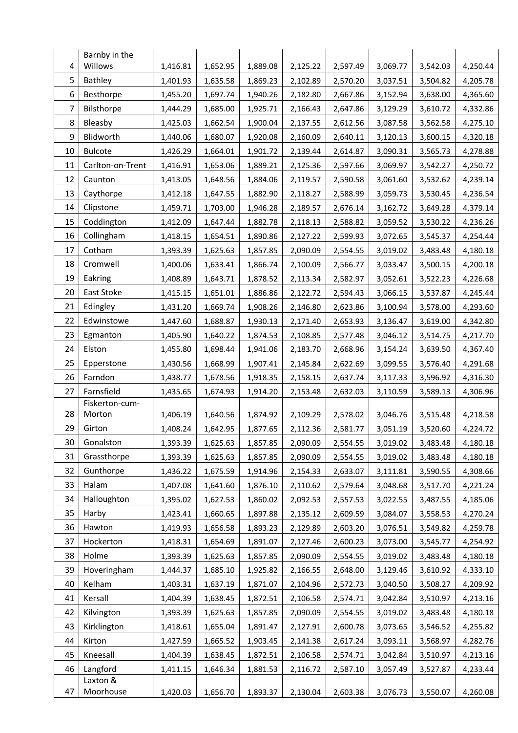| | | | | | | | | | |
|---|---|---|---|---|---|---|---|---|---|
| 4 | Barnby in the Willows | 1,416.81 | 1,652.95 | 1,889.08 | 2,125.22 | 2,597.49 | 3,069.77 | 3,542.03 | 4,250.44 |
| 5 | Bathley | 1,401.93 | 1,635.58 | 1,869.23 | 2,102.89 | 2,570.20 | 3,037.51 | 3,504.82 | 4,205.78 |
| 6 | Besthorpe | 1,455.20 | 1,697.74 | 1,940.26 | 2,182.80 | 2,667.86 | 3,152.94 | 3,638.00 | 4,365.60 |
| 7 | Bilsthorpe | 1,444.29 | 1,685.00 | 1,925.71 | 2,166.43 | 2,647.86 | 3,129.29 | 3,610.72 | 4,332.86 |
| 8 | Bleasby | 1,425.03 | 1,662.54 | 1,900.04 | 2,137.55 | 2,612.56 | 3,087.58 | 3,562.58 | 4,275.10 |
| 9 | Blidworth | 1,440.06 | 1,680.07 | 1,920.08 | 2,160.09 | 2,640.11 | 3,120.13 | 3,600.15 | 4,320.18 |
| 10 | Bulcote | 1,426.29 | 1,664.01 | 1,901.72 | 2,139.44 | 2,614.87 | 3,090.31 | 3,565.73 | 4,278.88 |
| 11 | Carlton-on-Trent | 1,416.91 | 1,653.06 | 1,889.21 | 2,125.36 | 2,597.66 | 3,069.97 | 3,542.27 | 4,250.72 |
| 12 | Caunton | 1,413.05 | 1,648.56 | 1,884.06 | 2,119.57 | 2,590.58 | 3,061.60 | 3,532.62 | 4,239.14 |
| 13 | Caythorpe | 1,412.18 | 1,647.55 | 1,882.90 | 2,118.27 | 2,588.99 | 3,059.73 | 3,530.45 | 4,236.54 |
| 14 | Clipstone | 1,459.71 | 1,703.00 | 1,946.28 | 2,189.57 | 2,676.14 | 3,162.72 | 3,649.28 | 4,379.14 |
| 15 | Coddington | 1,412.09 | 1,647.44 | 1,882.78 | 2,118.13 | 2,588.82 | 3,059.52 | 3,530.22 | 4,236.26 |
| 16 | Collingham | 1,418.15 | 1,654.51 | 1,890.86 | 2,127.22 | 2,599.93 | 3,072.65 | 3,545.37 | 4,254.44 |
| 17 | Cotham | 1,393.39 | 1,625.63 | 1,857.85 | 2,090.09 | 2,554.55 | 3,019.02 | 3,483.48 | 4,180.18 |
| 18 | Cromwell | 1,400.06 | 1,633.41 | 1,866.74 | 2,100.09 | 2,566.77 | 3,033.47 | 3,500.15 | 4,200.18 |
| 19 | Eakring | 1,408.89 | 1,643.71 | 1,878.52 | 2,113.34 | 2,582.97 | 3,052.61 | 3,522.23 | 4,226.68 |
| 20 | East Stoke | 1,415.15 | 1,651.01 | 1,886.86 | 2,122.72 | 2,594.43 | 3,066.15 | 3,537.87 | 4,245.44 |
| 21 | Edingley | 1,431.20 | 1,669.74 | 1,908.26 | 2,146.80 | 2,623.86 | 3,100.94 | 3,578.00 | 4,293.60 |
| 22 | Edwinstowe | 1,447.60 | 1,688.87 | 1,930.13 | 2,171.40 | 2,653.93 | 3,136.47 | 3,619.00 | 4,342.80 |
| 23 | Egmanton | 1,405.90 | 1,640.22 | 1,874.53 | 2,108.85 | 2,577.48 | 3,046.12 | 3,514.75 | 4,217.70 |
| 24 | Elston | 1,455.80 | 1,698.44 | 1,941.06 | 2,183.70 | 2,668.96 | 3,154.24 | 3,639.50 | 4,367.40 |
| 25 | Epperstone | 1,430.56 | 1,668.99 | 1,907.41 | 2,145.84 | 2,622.69 | 3,099.55 | 3,576.40 | 4,291.68 |
| 26 | Farndon | 1,438.77 | 1,678.56 | 1,918.35 | 2,158.15 | 2,637.74 | 3,117.33 | 3,596.92 | 4,316.30 |
| 27 | Farnsfield | 1,435.65 | 1,674.93 | 1,914.20 | 2,153.48 | 2,632.03 | 3,110.59 | 3,589.13 | 4,306.96 |
| 28 | Fiskerton-cum-Morton | 1,406.19 | 1,640.56 | 1,874.92 | 2,109.29 | 2,578.02 | 3,046.76 | 3,515.48 | 4,218.58 |
| 29 | Girton | 1,408.24 | 1,642.95 | 1,877.65 | 2,112.36 | 2,581.77 | 3,051.19 | 3,520.60 | 4,224.72 |
| 30 | Gonalston | 1,393.39 | 1,625.63 | 1,857.85 | 2,090.09 | 2,554.55 | 3,019.02 | 3,483.48 | 4,180.18 |
| 31 | Grassthorpe | 1,393.39 | 1,625.63 | 1,857.85 | 2,090.09 | 2,554.55 | 3,019.02 | 3,483.48 | 4,180.18 |
| 32 | Gunthorpe | 1,436.22 | 1,675.59 | 1,914.96 | 2,154.33 | 2,633.07 | 3,111.81 | 3,590.55 | 4,308.66 |
| 33 | Halam | 1,407.08 | 1,641.60 | 1,876.10 | 2,110.62 | 2,579.64 | 3,048.68 | 3,517.70 | 4,221.24 |
| 34 | Halloughton | 1,395.02 | 1,627.53 | 1,860.02 | 2,092.53 | 2,557.53 | 3,022.55 | 3,487.55 | 4,185.06 |
| 35 | Harby | 1,423.41 | 1,660.65 | 1,897.88 | 2,135.12 | 2,609.59 | 3,084.07 | 3,558.53 | 4,270.24 |
| 36 | Hawton | 1,419.93 | 1,656.58 | 1,893.23 | 2,129.89 | 2,603.20 | 3,076.51 | 3,549.82 | 4,259.78 |
| 37 | Hockerton | 1,418.31 | 1,654.69 | 1,891.07 | 2,127.46 | 2,600.23 | 3,073.00 | 3,545.77 | 4,254.92 |
| 38 | Holme | 1,393.39 | 1,625.63 | 1,857.85 | 2,090.09 | 2,554.55 | 3,019.02 | 3,483.48 | 4,180.18 |
| 39 | Hoveringham | 1,444.37 | 1,685.10 | 1,925.82 | 2,166.55 | 2,648.00 | 3,129.46 | 3,610.92 | 4,333.10 |
| 40 | Kelham | 1,403.31 | 1,637.19 | 1,871.07 | 2,104.96 | 2,572.73 | 3,040.50 | 3,508.27 | 4,209.92 |
| 41 | Kersall | 1,404.39 | 1,638.45 | 1,872.51 | 2,106.58 | 2,574.71 | 3,042.84 | 3,510.97 | 4,213.16 |
| 42 | Kilvington | 1,393.39 | 1,625.63 | 1,857.85 | 2,090.09 | 2,554.55 | 3,019.02 | 3,483.48 | 4,180.18 |
| 43 | Kirklington | 1,418.61 | 1,655.04 | 1,891.47 | 2,127.91 | 2,600.78 | 3,073.65 | 3,546.52 | 4,255.82 |
| 44 | Kirton | 1,427.59 | 1,665.52 | 1,903.45 | 2,141.38 | 2,617.24 | 3,093.11 | 3,568.97 | 4,282.76 |
| 45 | Kneesall | 1,404.39 | 1,638.45 | 1,872.51 | 2,106.58 | 2,574.71 | 3,042.84 | 3,510.97 | 4,213.16 |
| 46 | Langford | 1,411.15 | 1,646.34 | 1,881.53 | 2,116.72 | 2,587.10 | 3,057.49 | 3,527.87 | 4,233.44 |
| 47 | Laxton & Moorhouse | 1,420.03 | 1,656.70 | 1,893.37 | 2,130.04 | 2,603.38 | 3,076.73 | 3,550.07 | 4,260.08 |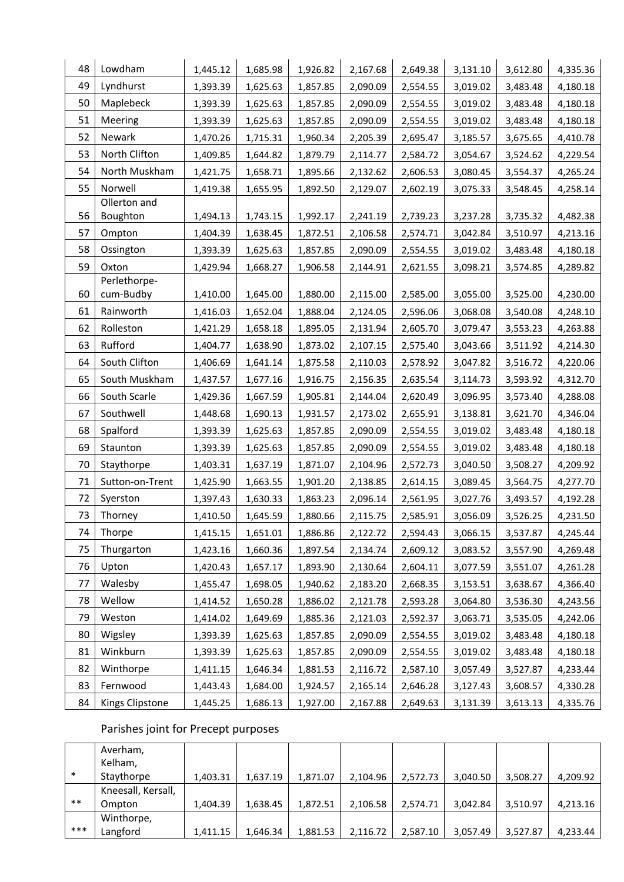| 48 | Lowdham | 1,445.12 | 1,685.98 | 1,926.82 | 2,167.68 | 2,649.38 | 3,131.10 | 3,612.80 | 4,335.36 |
|---|---|---|---|---|---|---|---|---|---|
| 49 | Lyndhurst | 1,393.39 | 1,625.63 | 1,857.85 | 2,090.09 | 2,554.55 | 3,019.02 | 3,483.48 | 4,180.18 |
| 50 | Maplebeck | 1,393.39 | 1,625.63 | 1,857.85 | 2,090.09 | 2,554.55 | 3,019.02 | 3,483.48 | 4,180.18 |
| 51 | Meering | 1,393.39 | 1,625.63 | 1,857.85 | 2,090.09 | 2,554.55 | 3,019.02 | 3,483.48 | 4,180.18 |
| 52 | Newark | 1,470.26 | 1,715.31 | 1,960.34 | 2,205.39 | 2,695.47 | 3,185.57 | 3,675.65 | 4,410.78 |
| 53 | North Clifton | 1,409.85 | 1,644.82 | 1,879.79 | 2,114.77 | 2,584.72 | 3,054.67 | 3,524.62 | 4,229.54 |
| 54 | North Muskham | 1,421.75 | 1,658.71 | 1,895.66 | 2,132.62 | 2,606.53 | 3,080.45 | 3,554.37 | 4,265.24 |
| 55 | Norwell | 1,419.38 | 1,655.95 | 1,892.50 | 2,129.07 | 2,602.19 | 3,075.33 | 3,548.45 | 4,258.14 |
| 56 | Ollerton and Boughton | 1,494.13 | 1,743.15 | 1,992.17 | 2,241.19 | 2,739.23 | 3,237.28 | 3,735.32 | 4,482.38 |
| 57 | Ompton | 1,404.39 | 1,638.45 | 1,872.51 | 2,106.58 | 2,574.71 | 3,042.84 | 3,510.97 | 4,213.16 |
| 58 | Ossington | 1,393.39 | 1,625.63 | 1,857.85 | 2,090.09 | 2,554.55 | 3,019.02 | 3,483.48 | 4,180.18 |
| 59 | Oxton | 1,429.94 | 1,668.27 | 1,906.58 | 2,144.91 | 2,621.55 | 3,098.21 | 3,574.85 | 4,289.82 |
| 60 | Perlethorpe-cum-Budby | 1,410.00 | 1,645.00 | 1,880.00 | 2,115.00 | 2,585.00 | 3,055.00 | 3,525.00 | 4,230.00 |
| 61 | Rainworth | 1,416.03 | 1,652.04 | 1,888.04 | 2,124.05 | 2,596.06 | 3,068.08 | 3,540.08 | 4,248.10 |
| 62 | Rolleston | 1,421.29 | 1,658.18 | 1,895.05 | 2,131.94 | 2,605.70 | 3,079.47 | 3,553.23 | 4,263.88 |
| 63 | Rufford | 1,404.77 | 1,638.90 | 1,873.02 | 2,107.15 | 2,575.40 | 3,043.66 | 3,511.92 | 4,214.30 |
| 64 | South Clifton | 1,406.69 | 1,641.14 | 1,875.58 | 2,110.03 | 2,578.92 | 3,047.82 | 3,516.72 | 4,220.06 |
| 65 | South Muskham | 1,437.57 | 1,677.16 | 1,916.75 | 2,156.35 | 2,635.54 | 3,114.73 | 3,593.92 | 4,312.70 |
| 66 | South Scarle | 1,429.36 | 1,667.59 | 1,905.81 | 2,144.04 | 2,620.49 | 3,096.95 | 3,573.40 | 4,288.08 |
| 67 | Southwell | 1,448.68 | 1,690.13 | 1,931.57 | 2,173.02 | 2,655.91 | 3,138.81 | 3,621.70 | 4,346.04 |
| 68 | Spalford | 1,393.39 | 1,625.63 | 1,857.85 | 2,090.09 | 2,554.55 | 3,019.02 | 3,483.48 | 4,180.18 |
| 69 | Staunton | 1,393.39 | 1,625.63 | 1,857.85 | 2,090.09 | 2,554.55 | 3,019.02 | 3,483.48 | 4,180.18 |
| 70 | Staythorpe | 1,403.31 | 1,637.19 | 1,871.07 | 2,104.96 | 2,572.73 | 3,040.50 | 3,508.27 | 4,209.92 |
| 71 | Sutton-on-Trent | 1,425.90 | 1,663.55 | 1,901.20 | 2,138.85 | 2,614.15 | 3,089.45 | 3,564.75 | 4,277.70 |
| 72 | Syerston | 1,397.43 | 1,630.33 | 1,863.23 | 2,096.14 | 2,561.95 | 3,027.76 | 3,493.57 | 4,192.28 |
| 73 | Thorney | 1,410.50 | 1,645.59 | 1,880.66 | 2,115.75 | 2,585.91 | 3,056.09 | 3,526.25 | 4,231.50 |
| 74 | Thorpe | 1,415.15 | 1,651.01 | 1,886.86 | 2,122.72 | 2,594.43 | 3,066.15 | 3,537.87 | 4,245.44 |
| 75 | Thurgarton | 1,423.16 | 1,660.36 | 1,897.54 | 2,134.74 | 2,609.12 | 3,083.52 | 3,557.90 | 4,269.48 |
| 76 | Upton | 1,420.43 | 1,657.17 | 1,893.90 | 2,130.64 | 2,604.11 | 3,077.59 | 3,551.07 | 4,261.28 |
| 77 | Walesby | 1,455.47 | 1,698.05 | 1,940.62 | 2,183.20 | 2,668.35 | 3,153.51 | 3,638.67 | 4,366.40 |
| 78 | Wellow | 1,414.52 | 1,650.28 | 1,886.02 | 2,121.78 | 2,593.28 | 3,064.80 | 3,536.30 | 4,243.56 |
| 79 | Weston | 1,414.02 | 1,649.69 | 1,885.36 | 2,121.03 | 2,592.37 | 3,063.71 | 3,535.05 | 4,242.06 |
| 80 | Wigsley | 1,393.39 | 1,625.63 | 1,857.85 | 2,090.09 | 2,554.55 | 3,019.02 | 3,483.48 | 4,180.18 |
| 81 | Winkburn | 1,393.39 | 1,625.63 | 1,857.85 | 2,090.09 | 2,554.55 | 3,019.02 | 3,483.48 | 4,180.18 |
| 82 | Winthorpe | 1,411.15 | 1,646.34 | 1,881.53 | 2,116.72 | 2,587.10 | 3,057.49 | 3,527.87 | 4,233.44 |
| 83 | Fernwood | 1,443.43 | 1,684.00 | 1,924.57 | 2,165.14 | 2,646.28 | 3,127.43 | 3,608.57 | 4,330.28 |
| 84 | Kings Clipstone | 1,445.25 | 1,686.13 | 1,927.00 | 2,167.88 | 2,649.63 | 3,131.39 | 3,613.13 | 4,335.76 |

Parishes joint for Precept purposes

| * | Averham, Kelham, Staythorpe | 1,403.31 | 1,637.19 | 1,871.07 | 2,104.96 | 2,572.73 | 3,040.50 | 3,508.27 | 4,209.92 |
|---|---|---|---|---|---|---|---|---|---|
| ** | Kneesall, Kersall, Ompton | 1,404.39 | 1,638.45 | 1,872.51 | 2,106.58 | 2,574.71 | 3,042.84 | 3,510.97 | 4,213.16 |
| *** | Winthorpe, Langford | 1,411.15 | 1,646.34 | 1,881.53 | 2,116.72 | 2,587.10 | 3,057.49 | 3,527.87 | 4,233.44 |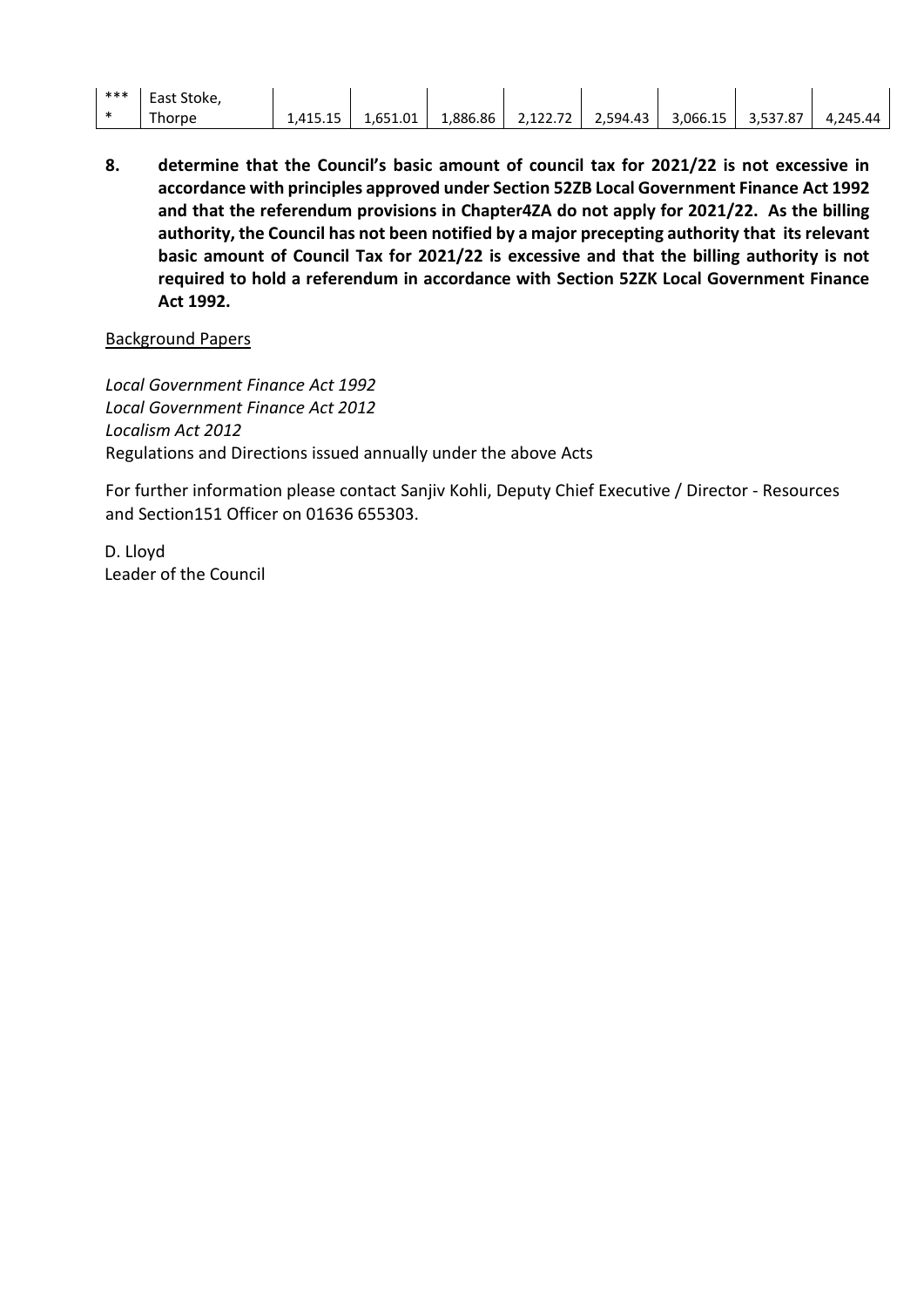| | | | | | | | | | |
|---|---|---|---|---|---|---|---|---|---|
| *** * | East Stoke, Thorpe | 1,415.15 | 1,651.01 | 1,886.86 | 2,122.72 | 2,594.43 | 3,066.15 | 3,537.87 | 4,245.44 |

**8. determine that the Council's basic amount of council tax for 2021/22 is not excessive in accordance with principles approved under Section 52ZB Local Government Finance Act 1992 and that the referendum provisions in Chapter4ZA do not apply for 2021/22. As the billing authority, the Council has not been notified by a major precepting authority that its relevant basic amount of Council Tax for 2021/22 is excessive and that the billing authority is not required to hold a referendum in accordance with Section 52ZK Local Government Finance Act 1992.**

<u>Background Papers</u>

*Local Government Finance Act 1992*
*Local Government Finance Act 2012*
*Localism Act 2012*
Regulations and Directions issued annually under the above Acts

For further information please contact Sanjiv Kohli, Deputy Chief Executive / Director - Resources and Section151 Officer on 01636 655303.

D. Lloyd
Leader of the Council